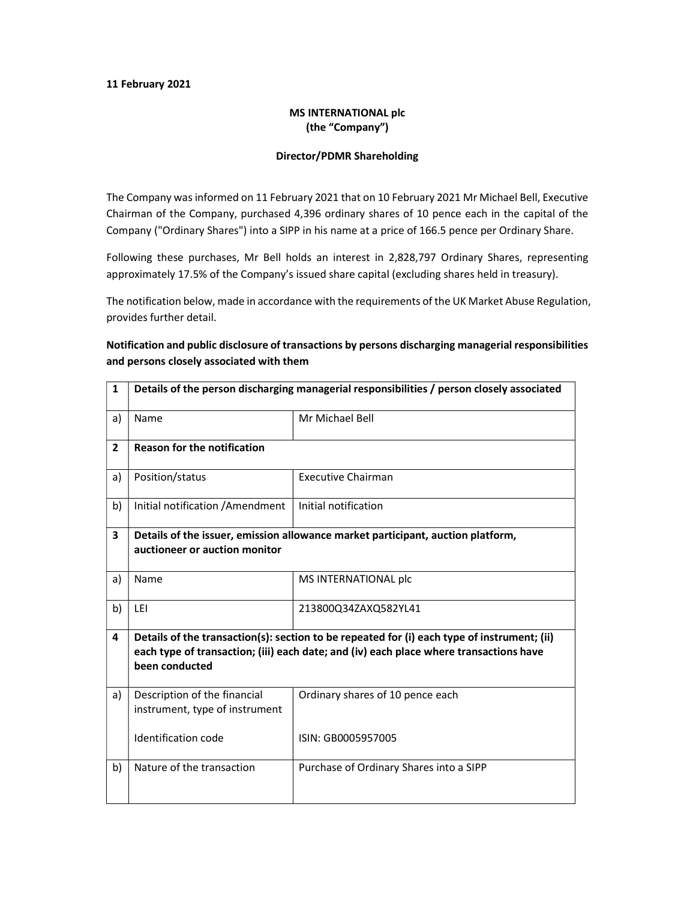**11 February 2021**

**MS INTERNATIONAL plc**
**(the "Company")**

**Director/PDMR Shareholding**

The Company was informed on 11 February 2021 that on 10 February 2021 Mr Michael Bell, Executive Chairman of the Company, purchased 4,396 ordinary shares of 10 pence each in the capital of the Company ("Ordinary Shares") into a SIPP in his name at a price of 166.5 pence per Ordinary Share.

Following these purchases, Mr Bell holds an interest in 2,828,797 Ordinary Shares, representing approximately 17.5% of the Company's issued share capital (excluding shares held in treasury).

The notification below, made in accordance with the requirements of the UK Market Abuse Regulation, provides further detail.

**Notification and public disclosure of transactions by persons discharging managerial responsibilities and persons closely associated with them**

| 1 | **Details of the person discharging managerial responsibilities / person closely associated** | |
|---|---|---|
| a) | Name | Mr Michael Bell |
| **2** | **Reason for the notification** | |
| a) | Position/status | Executive Chairman |
| b) | Initial notification /Amendment | Initial notification |
| **3** | **Details of the issuer, emission allowance market participant, auction platform, auctioneer or auction monitor** | |
| a) | Name | MS INTERNATIONAL plc |
| b) | LEI | 213800Q34ZAXQ582YL41 |
| **4** | **Details of the transaction(s): section to be repeated for (i) each type of instrument; (ii) each type of transaction; (iii) each date; and (iv) each place where transactions have been conducted** | |
| a) | Description of the financial instrument, type of instrument<br><br>Identification code | Ordinary shares of 10 pence each<br><br>ISIN: GB0005957005 |
| b) | Nature of the transaction | Purchase of Ordinary Shares into a SIPP |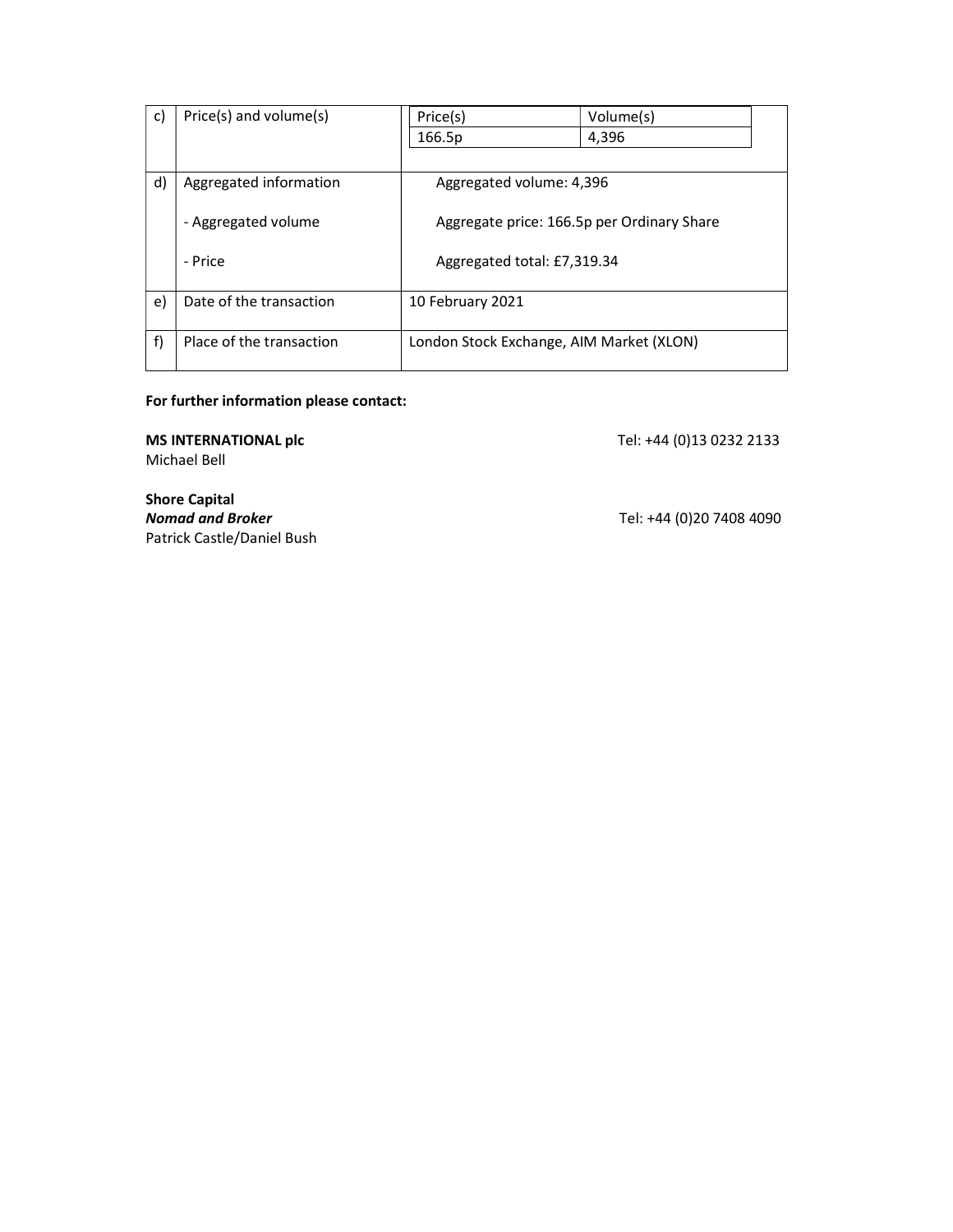| | | |
|---|---|---|
| c) | Price(s) and volume(s) | Price(s): 166.5p<br>Volume(s): 4,396 |
| d) | Aggregated information<br>- Aggregated volume<br>- Price | Aggregated volume: 4,396<br>Aggregate price: 166.5p per Ordinary Share<br>Aggregated total: £7,319.34 |
| e) | Date of the transaction | 10 February 2021 |
| f) | Place of the transaction | London Stock Exchange, AIM Market (XLON) |

**For further information please contact:**

**MS INTERNATIONAL plc** Tel: +44 (0)13 0232 2133
Michael Bell

**Shore Capital**
***Nomad and Broker*** Tel: +44 (0)20 7408 4090
Patrick Castle/Daniel Bush